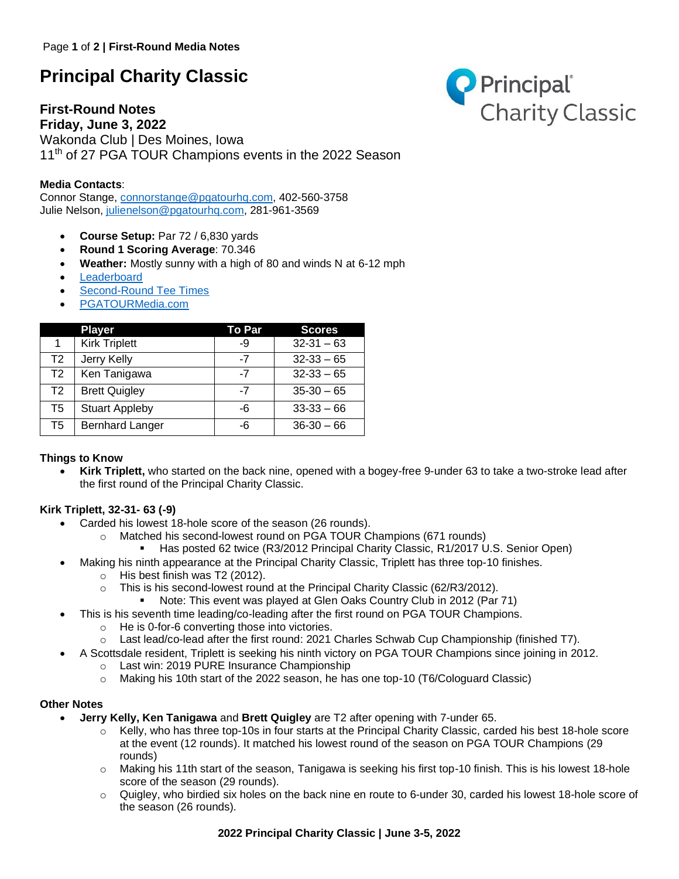# Principal Charity Classic

**First-Round Notes**
**Friday, June 3, 2022**
Wakonda Club | Des Moines, Iowa
11th of 27 PGA TOUR Champions events in the 2022 Season

**Media Contacts**:
Connor Stange, connorstange@pgatourhq.com, 402-560-3758
Julie Nelson, julienelson@pgatourhq.com, 281-961-3569

- **Course Setup:** Par 72 / 6,830 yards
- **Round 1 Scoring Average**: 70.346
- **Weather:** Mostly sunny with a high of 80 and winds N at 6-12 mph
- Leaderboard
- Second-Round Tee Times
- PGATOURMedia.com

| | Player | To Par | Scores |
|---|---|---|---|
| 1 | Kirk Triplett | -9 | 32-31 – 63 |
| T2 | Jerry Kelly | -7 | 32-33 – 65 |
| T2 | Ken Tanigawa | -7 | 32-33 – 65 |
| T2 | Brett Quigley | -7 | 35-30 – 65 |
| T5 | Stuart Appleby | -6 | 33-33 – 66 |
| T5 | Bernhard Langer | -6 | 36-30 – 66 |

**Things to Know**

- **Kirk Triplett,** who started on the back nine, opened with a bogey-free 9-under 63 to take a two-stroke lead after the first round of the Principal Charity Classic.

**Kirk Triplett, 32-31- 63 (-9)**

- Carded his lowest 18-hole score of the season (26 rounds).
  - Matched his second-lowest round on PGA TOUR Champions (671 rounds)
    - Has posted 62 twice (R3/2012 Principal Charity Classic, R1/2017 U.S. Senior Open)
- Making his ninth appearance at the Principal Charity Classic, Triplett has three top-10 finishes.
  - His best finish was T2 (2012).
  - This is his second-lowest round at the Principal Charity Classic (62/R3/2012).
    - Note: This event was played at Glen Oaks Country Club in 2012 (Par 71)
- This is his seventh time leading/co-leading after the first round on PGA TOUR Champions.
  - He is 0-for-6 converting those into victories.
  - Last lead/co-lead after the first round: 2021 Charles Schwab Cup Championship (finished T7).
- A Scottsdale resident, Triplett is seeking his ninth victory on PGA TOUR Champions since joining in 2012.
  - Last win: 2019 PURE Insurance Championship
  - Making his 10th start of the 2022 season, he has one top-10 (T6/Cologuard Classic)

**Other Notes**

- **Jerry Kelly, Ken Tanigawa** and **Brett Quigley** are T2 after opening with 7-under 65.
  - Kelly, who has three top-10s in four starts at the Principal Charity Classic, carded his best 18-hole score at the event (12 rounds). It matched his lowest round of the season on PGA TOUR Champions (29 rounds)
  - Making his 11th start of the season, Tanigawa is seeking his first top-10 finish. This is his lowest 18-hole score of the season (29 rounds).
  - Quigley, who birdied six holes on the back nine en route to 6-under 30, carded his lowest 18-hole score of the season (26 rounds).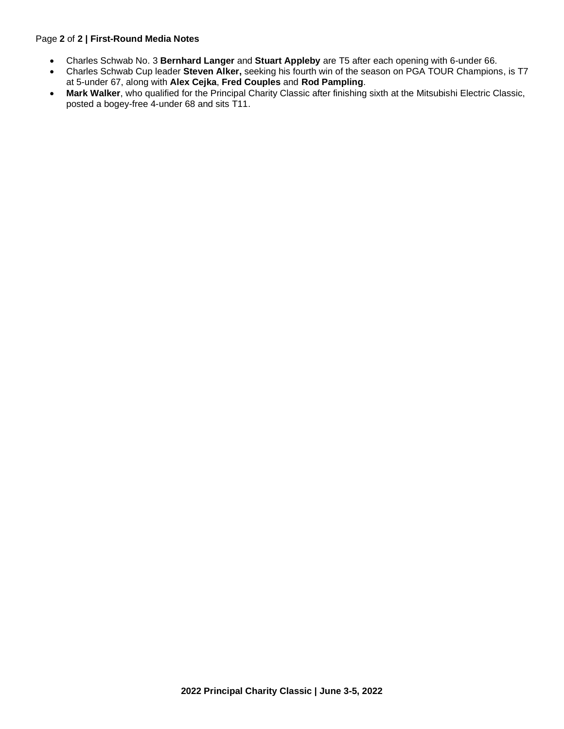- Charles Schwab No. 3 **Bernhard Langer** and **Stuart Appleby** are T5 after each opening with 6-under 66.
- Charles Schwab Cup leader **Steven Alker,** seeking his fourth win of the season on PGA TOUR Champions, is T7 at 5-under 67, along with **Alex Cejka**, **Fred Couples** and **Rod Pampling**.
- **Mark Walker**, who qualified for the Principal Charity Classic after finishing sixth at the Mitsubishi Electric Classic, posted a bogey-free 4-under 68 and sits T11.